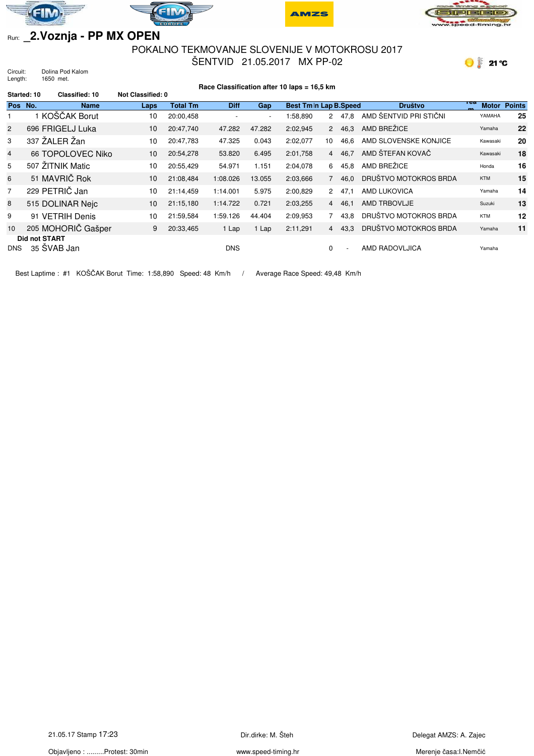Run: **_2.Voznja - PP MX OPEN**

POKALNO TEKMOVANJE SLOVENIJE V MOTOKROSU 2017

ŠENTVID 21.05.2017 MX PP-02

21 °C

Circuit: Dolina Pod Kalom
Length: 1650 met.

**Race Classification after 10 laps = 16,5 km**

**Started: 10** **Classified: 10** **Not Classified: 0**

| Pos | No. | Name | Laps | Total Tm | Diff | Gap | Best Tm | In Lap | B.Speed | Društvo | Team | Motor | Points |
|---|---|---|---|---|---|---|---|---|---|---|---|---|---|
| 1 | 1 | KOŠČAK Borut | 10 | 20:00,458 | - | - | 1:58,890 | 2 | 47,8 | AMD ŠENTVID PRI STIČNI | | YAMAHA | 25 |
| 2 | 696 | FRIGELJ Luka | 10 | 20:47,740 | 47.282 | 47.282 | 2:02,945 | 2 | 46,3 | AMD BREŽICE | | Yamaha | 22 |
| 3 | 337 | ŽALER Žan | 10 | 20:47,783 | 47.325 | 0.043 | 2:02,077 | 10 | 46,6 | AMD SLOVENSKE KONJICE | | Kawasaki | 20 |
| 4 | 66 | TOPOLOVEC Niko | 10 | 20:54,278 | 53.820 | 6.495 | 2:01,758 | 4 | 46,7 | AMD ŠTEFAN KOVAČ | | Kawasaki | 18 |
| 5 | 507 | ŽITNIK Matic | 10 | 20:55,429 | 54.971 | 1.151 | 2:04,078 | 6 | 45,8 | AMD BREŽICE | | Honda | 16 |
| 6 | 51 | MAVRIČ Rok | 10 | 21:08,484 | 1:08.026 | 13.055 | 2:03,666 | 7 | 46,0 | DRUŠTVO MOTOKROS BRDA | | KTM | 15 |
| 7 | 229 | PETRIČ Jan | 10 | 21:14,459 | 1:14.001 | 5.975 | 2:00,829 | 2 | 47,1 | AMD LUKOVICA | | Yamaha | 14 |
| 8 | 515 | DOLINAR Nejc | 10 | 21:15,180 | 1:14.722 | 0.721 | 2:03,255 | 4 | 46,1 | AMD TRBOVLJE | | Suzuki | 13 |
| 9 | 91 | VETRIH Denis | 10 | 21:59,584 | 1:59.126 | 44.404 | 2:09,953 | 7 | 43,8 | DRUŠTVO MOTOKROS BRDA | | KTM | 12 |
| 10 | 205 | MOHORIČ Gašper | 9 | 20:33,465 | 1 Lap | 1 Lap | 2:11,291 | 4 | 43,3 | DRUŠTVO MOTOKROS BRDA | | Yamaha | 11 |
| **Did not START** | | | | | | | | | | | | | |
| DNS | 35 | ŠVAB Jan | | | DNS | | | 0 | - | AMD RADOVLJICA | | Yamaha | |

Best Laptime : #1 KOŠČAK Borut Time: 1:58,890 Speed: 48 Km/h / Average Race Speed: 49,48 Km/h

21.05.17 Stamp 17:23 Dir.dirke: M. Šteh Delegat AMZS: A. Zajec

Objavljeno : .........Protest: 30min www.speed-timing.hr Merenje časa:I.Nemčić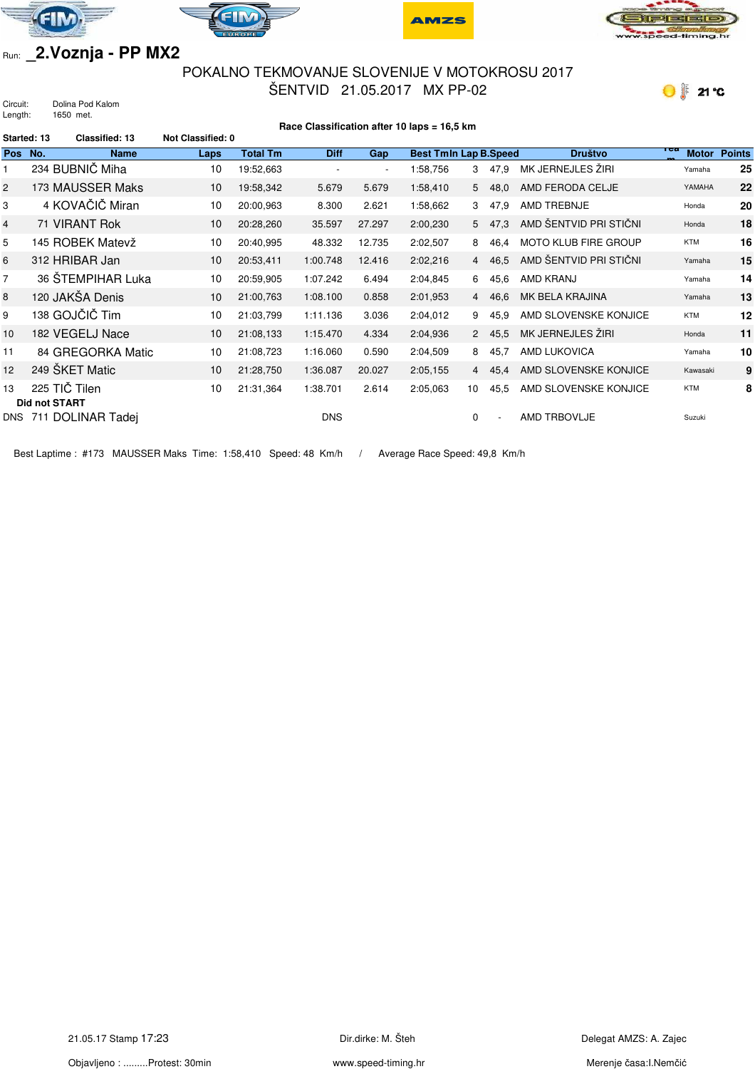Run: _2.Voznja - PP MX2

POKALNO TEKMOVANJE SLOVENIJE V MOTOKROSU 2017

ŠENTVID 21.05.2017 MX PP-02

21 °C

Circuit: Dolina Pod Kalom
Length: 1650 met.

**Race Classification after 10 laps = 16,5 km**

**Started: 13 Classified: 13 Not Classified: 0**

| Pos | No. | Name | Laps | Total Tm | Diff | Gap | Best Tm | In Lap | B.Speed | Društvo | Team | Motor | Points |
|---|---|---|---|---|---|---|---|---|---|---|---|---|---|
| 1 | 234 | BUBNIČ Miha | 10 | 19:52,663 | - | - | 1:58,756 | 3 | 47,9 | MK JERNEJLES ŽIRI | | Yamaha | 25 |
| 2 | 173 | MAUSSER Maks | 10 | 19:58,342 | 5.679 | 5.679 | 1:58,410 | 5 | 48,0 | AMD FERODA CELJE | | YAMAHA | 22 |
| 3 | 4 | KOVAČIČ Miran | 10 | 20:00,963 | 8.300 | 2.621 | 1:58,662 | 3 | 47,9 | AMD TREBNJE | | Honda | 20 |
| 4 | 71 | VIRANT Rok | 10 | 20:28,260 | 35.597 | 27.297 | 2:00,230 | 5 | 47,3 | AMD ŠENTVID PRI STIČNI | | Honda | 18 |
| 5 | 145 | ROBEK Matevž | 10 | 20:40,995 | 48.332 | 12.735 | 2:02,507 | 8 | 46,4 | MOTO KLUB FIRE GROUP | | KTM | 16 |
| 6 | 312 | HRIBAR Jan | 10 | 20:53,411 | 1:00.748 | 12.416 | 2:02,216 | 4 | 46,5 | AMD ŠENTVID PRI STIČNI | | Yamaha | 15 |
| 7 | 36 | ŠTEMPIHAR Luka | 10 | 20:59,905 | 1:07.242 | 6.494 | 2:04,845 | 6 | 45,6 | AMD KRANJ | | Yamaha | 14 |
| 8 | 120 | JAKŠA Denis | 10 | 21:00,763 | 1:08.100 | 0.858 | 2:01,953 | 4 | 46,6 | MK BELA KRAJINA | | Yamaha | 13 |
| 9 | 138 | GOJČIČ Tim | 10 | 21:03,799 | 1:11.136 | 3.036 | 2:04,012 | 9 | 45,9 | AMD SLOVENSKE KONJICE | | KTM | 12 |
| 10 | 182 | VEGELJ Nace | 10 | 21:08,133 | 1:15.470 | 4.334 | 2:04,936 | 2 | 45,5 | MK JERNEJLES ŽIRI | | Honda | 11 |
| 11 | 84 | GREGORKA Matic | 10 | 21:08,723 | 1:16.060 | 0.590 | 2:04,509 | 8 | 45,7 | AMD LUKOVICA | | Yamaha | 10 |
| 12 | 249 | ŠKET Matic | 10 | 21:28,750 | 1:36.087 | 20.027 | 2:05,155 | 4 | 45,4 | AMD SLOVENSKE KONJICE | | Kawasaki | 9 |
| 13 | 225 | TIČ Tilen | 10 | 21:31,364 | 1:38.701 | 2.614 | 2:05,063 | 10 | 45,5 | AMD SLOVENSKE KONJICE | | KTM | 8 |
| **Did not START** | | | | | | | | | | | | | |
| DNS | 711 | DOLINAR Tadej | | | DNS | | | 0 | - | AMD TRBOVLJE | | Suzuki | |

Best Laptime : #173 MAUSSER Maks Time: 1:58,410 Speed: 48 Km/h / Average Race Speed: 49,8 Km/h

21.05.17 Stamp 17:23 — Dir.dirke: M. Šteh — Delegat AMZS: A. Zajec

Objavljeno : .........Protest: 30min — www.speed-timing.hr — Merenje časa:I.Nemčić